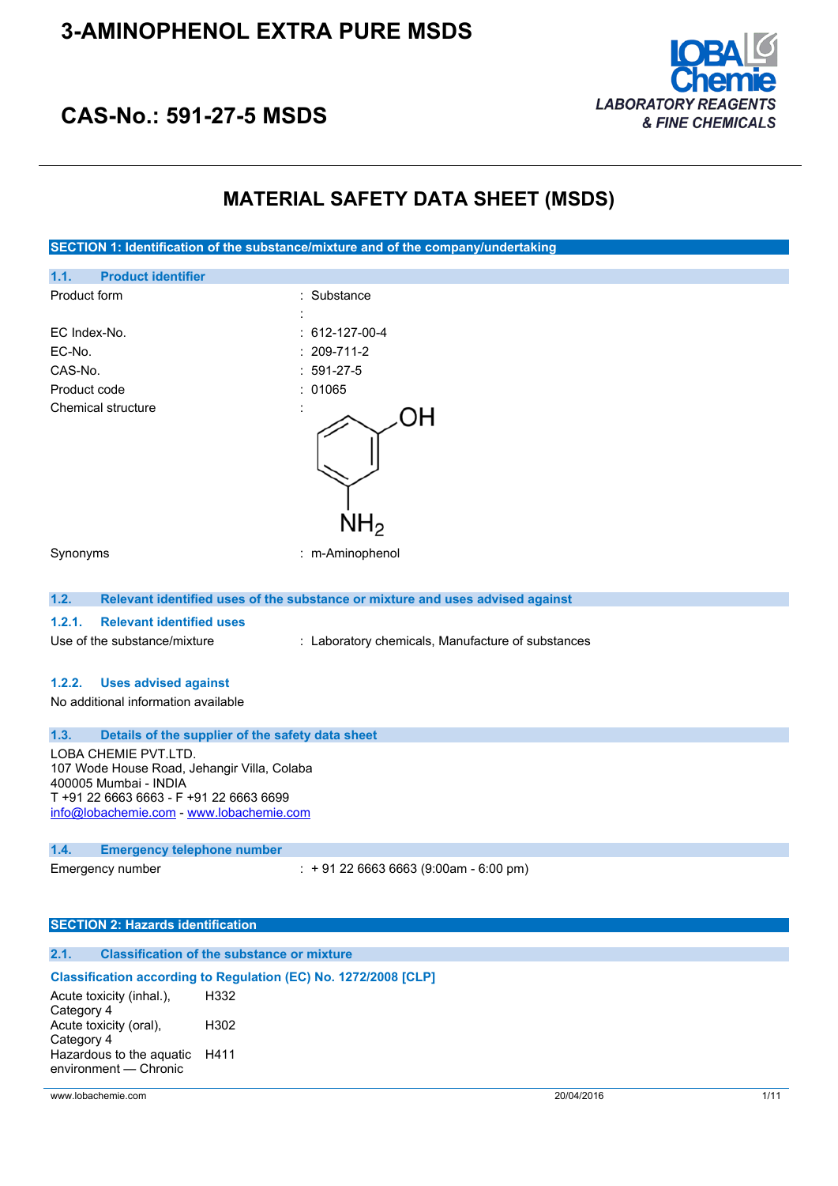# 3-AMINOPHENOL EXTRA PURE MSDS

## CAS-No.: 591-27-5 MSDS

LOBA Chemie
*LABORATORY REAGENTS & FINE CHEMICALS*

# MATERIAL SAFETY DATA SHEET (MSDS)

## SECTION 1: Identification of the substance/mixture and of the company/undertaking

### 1.1. Product identifier

| | |
|---|---|
| Product form | : Substance |
| | : |
| EC Index-No. | : 612-127-00-4 |
| EC-No. | : 209-711-2 |
| CAS-No. | : 591-27-5 |
| Product code | : 01065 |
| Chemical structure | : |
| Synonyms | : m-Aminophenol |

### 1.2. Relevant identified uses of the substance or mixture and uses advised against

#### 1.2.1. Relevant identified uses

Use of the substance/mixture : Laboratory chemicals, Manufacture of substances

#### 1.2.2. Uses advised against

No additional information available

### 1.3. Details of the supplier of the safety data sheet

LOBA CHEMIE PVT.LTD.
107 Wode House Road, Jehangir Villa, Colaba
400005 Mumbai - INDIA
T +91 22 6663 6663 - F +91 22 6663 6699
info@lobachemie.com - www.lobachemie.com

### 1.4. Emergency telephone number

Emergency number : + 91 22 6663 6663 (9:00am - 6:00 pm)

## SECTION 2: Hazards identification

### 2.1. Classification of the substance or mixture

**Classification according to Regulation (EC) No. 1272/2008 [CLP]**

| | |
|---|---|
| Acute toxicity (inhal.), Category 4 | H332 |
| Acute toxicity (oral), Category 4 | H302 |
| Hazardous to the aquatic environment — Chronic | H411 |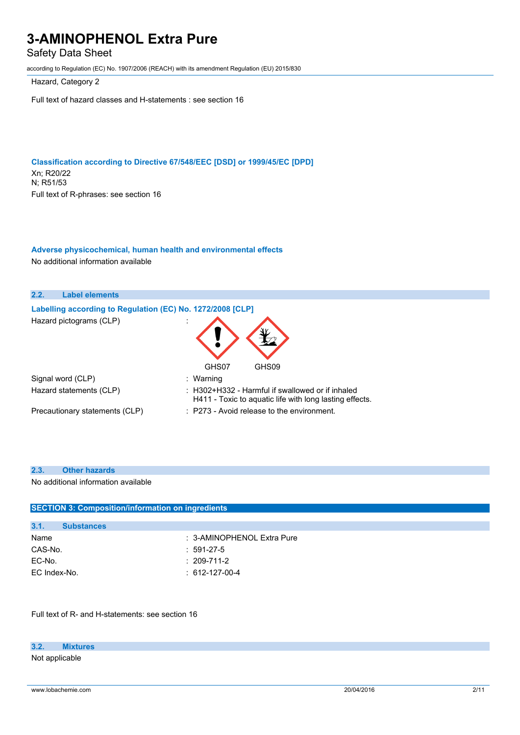Hazard, Category 2

Full text of hazard classes and H-statements : see section 16

### Classification according to Directive 67/548/EEC [DSD] or 1999/45/EC [DPD]

Xn; R20/22
N; R51/53
Full text of R-phrases: see section 16

### Adverse physicochemical, human health and environmental effects

No additional information available

## 2.2. Label elements

### Labelling according to Regulation (EC) No. 1272/2008 [CLP]

Hazard pictograms (CLP) :

GHS07 GHS09

Signal word (CLP) : Warning

Hazard statements (CLP) : H302+H332 - Harmful if swallowed or if inhaled
H411 - Toxic to aquatic life with long lasting effects.

Precautionary statements (CLP) : P273 - Avoid release to the environment.

## 2.3. Other hazards

No additional information available

# SECTION 3: Composition/information on ingredients

## 3.1. Substances

Name : 3-AMINOPHENOL Extra Pure
CAS-No. : 591-27-5
EC-No. : 209-711-2
EC Index-No. : 612-127-00-4

Full text of R- and H-statements: see section 16

## 3.2. Mixtures

Not applicable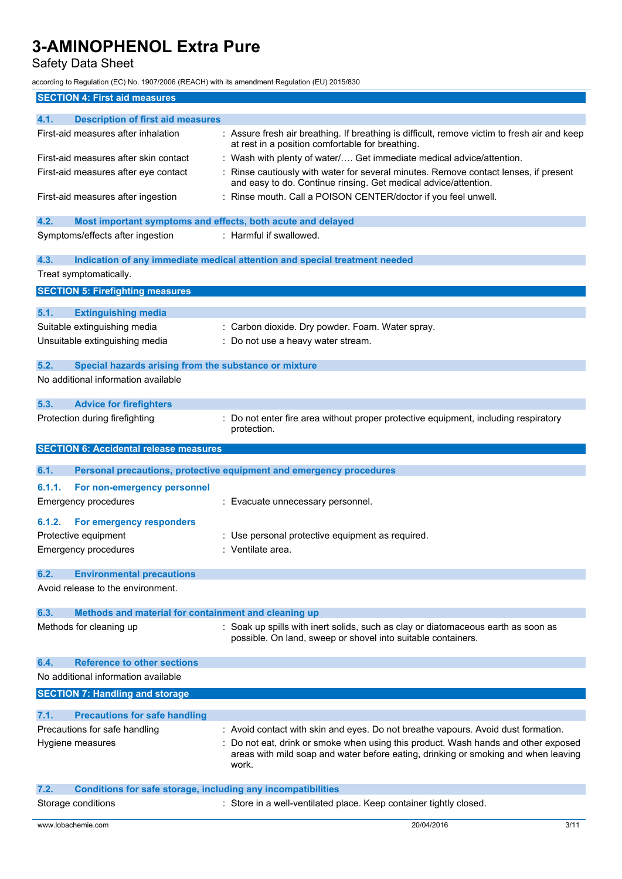## SECTION 4: First aid measures

### 4.1. Description of first aid measures

| | |
|---|---|
| First-aid measures after inhalation | : Assure fresh air breathing. If breathing is difficult, remove victim to fresh air and keep at rest in a position comfortable for breathing. |
| First-aid measures after skin contact | : Wash with plenty of water/…. Get immediate medical advice/attention. |
| First-aid measures after eye contact | : Rinse cautiously with water for several minutes. Remove contact lenses, if present and easy to do. Continue rinsing. Get medical advice/attention. |
| First-aid measures after ingestion | : Rinse mouth. Call a POISON CENTER/doctor if you feel unwell. |

### 4.2. Most important symptoms and effects, both acute and delayed

| | |
|---|---|
| Symptoms/effects after ingestion | : Harmful if swallowed. |

### 4.3. Indication of any immediate medical attention and special treatment needed

Treat symptomatically.

## SECTION 5: Firefighting measures

### 5.1. Extinguishing media

| | |
|---|---|
| Suitable extinguishing media | : Carbon dioxide. Dry powder. Foam. Water spray. |
| Unsuitable extinguishing media | : Do not use a heavy water stream. |

### 5.2. Special hazards arising from the substance or mixture

No additional information available

### 5.3. Advice for firefighters

| | |
|---|---|
| Protection during firefighting | : Do not enter fire area without proper protective equipment, including respiratory protection. |

## SECTION 6: Accidental release measures

### 6.1. Personal precautions, protective equipment and emergency procedures

#### 6.1.1. For non-emergency personnel

| | |
|---|---|
| Emergency procedures | : Evacuate unnecessary personnel. |

#### 6.1.2. For emergency responders

| | |
|---|---|
| Protective equipment | : Use personal protective equipment as required. |
| Emergency procedures | : Ventilate area. |

### 6.2. Environmental precautions

Avoid release to the environment.

### 6.3. Methods and material for containment and cleaning up

| | |
|---|---|
| Methods for cleaning up | : Soak up spills with inert solids, such as clay or diatomaceous earth as soon as possible. On land, sweep or shovel into suitable containers. |

### 6.4. Reference to other sections

No additional information available

## SECTION 7: Handling and storage

### 7.1. Precautions for safe handling

| | |
|---|---|
| Precautions for safe handling | : Avoid contact with skin and eyes. Do not breathe vapours. Avoid dust formation. |
| Hygiene measures | : Do not eat, drink or smoke when using this product. Wash hands and other exposed areas with mild soap and water before eating, drinking or smoking and when leaving work. |

### 7.2. Conditions for safe storage, including any incompatibilities

| | |
|---|---|
| Storage conditions | : Store in a well-ventilated place. Keep container tightly closed. |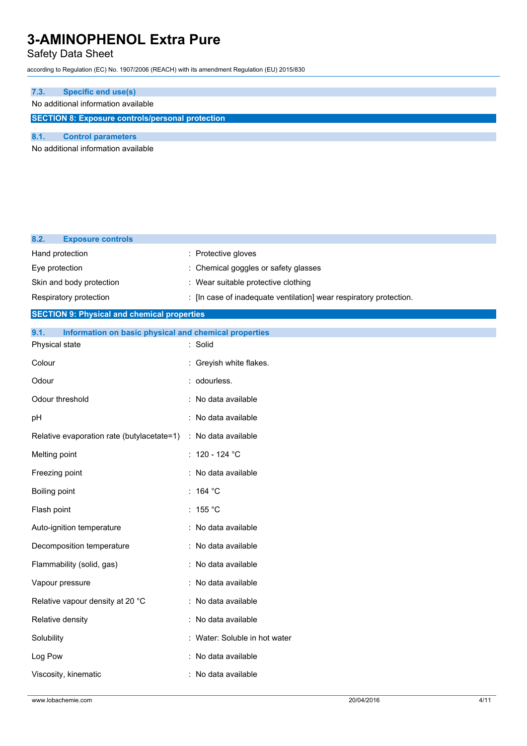### 7.3. Specific end use(s)

No additional information available

## SECTION 8: Exposure controls/personal protection

### 8.1. Control parameters

No additional information available

### 8.2. Exposure controls

| | |
|---|---|
| Hand protection | : Protective gloves |
| Eye protection | : Chemical goggles or safety glasses |
| Skin and body protection | : Wear suitable protective clothing |
| Respiratory protection | : [In case of inadequate ventilation] wear respiratory protection. |

## SECTION 9: Physical and chemical properties

### 9.1. Information on basic physical and chemical properties

| | |
|---|---|
| Physical state | : Solid |
| Colour | : Greyish white flakes. |
| Odour | : odourless. |
| Odour threshold | : No data available |
| pH | : No data available |
| Relative evaporation rate (butylacetate=1) | : No data available |
| Melting point | : 120 - 124 °C |
| Freezing point | : No data available |
| Boiling point | : 164 °C |
| Flash point | : 155 °C |
| Auto-ignition temperature | : No data available |
| Decomposition temperature | : No data available |
| Flammability (solid, gas) | : No data available |
| Vapour pressure | : No data available |
| Relative vapour density at 20 °C | : No data available |
| Relative density | : No data available |
| Solubility | : Water: Soluble in hot water |
| Log Pow | : No data available |
| Viscosity, kinematic | : No data available |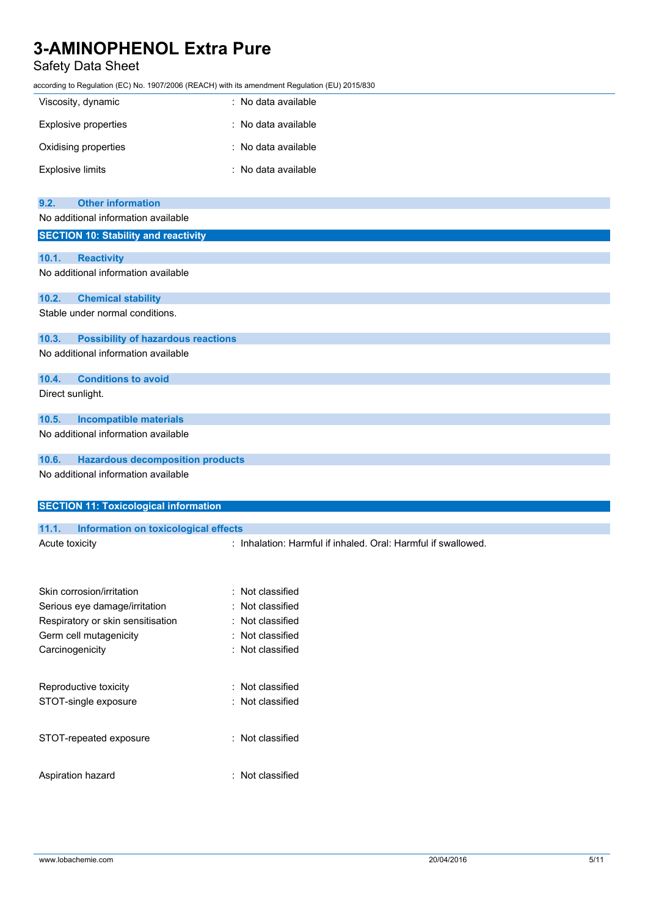| | |
|---|---|
| Viscosity, dynamic | : No data available |
| Explosive properties | : No data available |
| Oxidising properties | : No data available |
| Explosive limits | : No data available |

### 9.2. Other information

No additional information available

## SECTION 10: Stability and reactivity

### 10.1. Reactivity

No additional information available

### 10.2. Chemical stability

Stable under normal conditions.

### 10.3. Possibility of hazardous reactions

No additional information available

### 10.4. Conditions to avoid

Direct sunlight.

### 10.5. Incompatible materials

No additional information available

### 10.6. Hazardous decomposition products

No additional information available

## SECTION 11: Toxicological information

### 11.1. Information on toxicological effects

| | |
|---|---|
| Acute toxicity | : Inhalation: Harmful if inhaled. Oral: Harmful if swallowed. |
| Skin corrosion/irritation | : Not classified |
| Serious eye damage/irritation | : Not classified |
| Respiratory or skin sensitisation | : Not classified |
| Germ cell mutagenicity | : Not classified |
| Carcinogenicity | : Not classified |
| Reproductive toxicity | : Not classified |
| STOT-single exposure | : Not classified |
| STOT-repeated exposure | : Not classified |
| Aspiration hazard | : Not classified |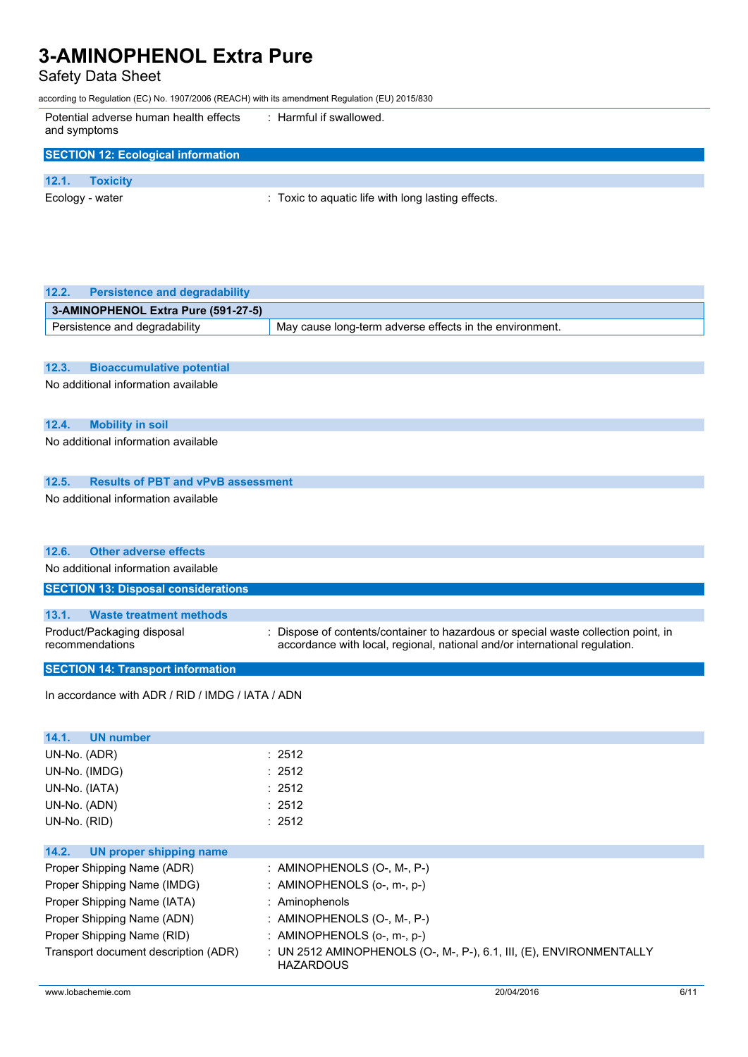| | |
|---|---|
| Potential adverse human health effects and symptoms | : Harmful if swallowed. |

## SECTION 12: Ecological information

### 12.1. Toxicity

| | |
|---|---|
| Ecology - water | : Toxic to aquatic life with long lasting effects. |

### 12.2. Persistence and degradability

| 3-AMINOPHENOL Extra Pure (591-27-5) | |
|---|---|
| Persistence and degradability | May cause long-term adverse effects in the environment. |

### 12.3. Bioaccumulative potential

No additional information available

### 12.4. Mobility in soil

No additional information available

### 12.5. Results of PBT and vPvB assessment

No additional information available

### 12.6. Other adverse effects

No additional information available

## SECTION 13: Disposal considerations

### 13.1. Waste treatment methods

| | |
|---|---|
| Product/Packaging disposal recommendations | : Dispose of contents/container to hazardous or special waste collection point, in accordance with local, regional, national and/or international regulation. |

## SECTION 14: Transport information

In accordance with ADR / RID / IMDG / IATA / ADN

### 14.1. UN number

| | |
|---|---|
| UN-No. (ADR) | : 2512 |
| UN-No. (IMDG) | : 2512 |
| UN-No. (IATA) | : 2512 |
| UN-No. (ADN) | : 2512 |
| UN-No. (RID) | : 2512 |

### 14.2. UN proper shipping name

| | |
|---|---|
| Proper Shipping Name (ADR) | : AMINOPHENOLS (O-, M-, P-) |
| Proper Shipping Name (IMDG) | : AMINOPHENOLS (o-, m-, p-) |
| Proper Shipping Name (IATA) | : Aminophenols |
| Proper Shipping Name (ADN) | : AMINOPHENOLS (O-, M-, P-) |
| Proper Shipping Name (RID) | : AMINOPHENOLS (o-, m-, p-) |
| Transport document description (ADR) | : UN 2512 AMINOPHENOLS (O-, M-, P-), 6.1, III, (E), ENVIRONMENTALLY HAZARDOUS |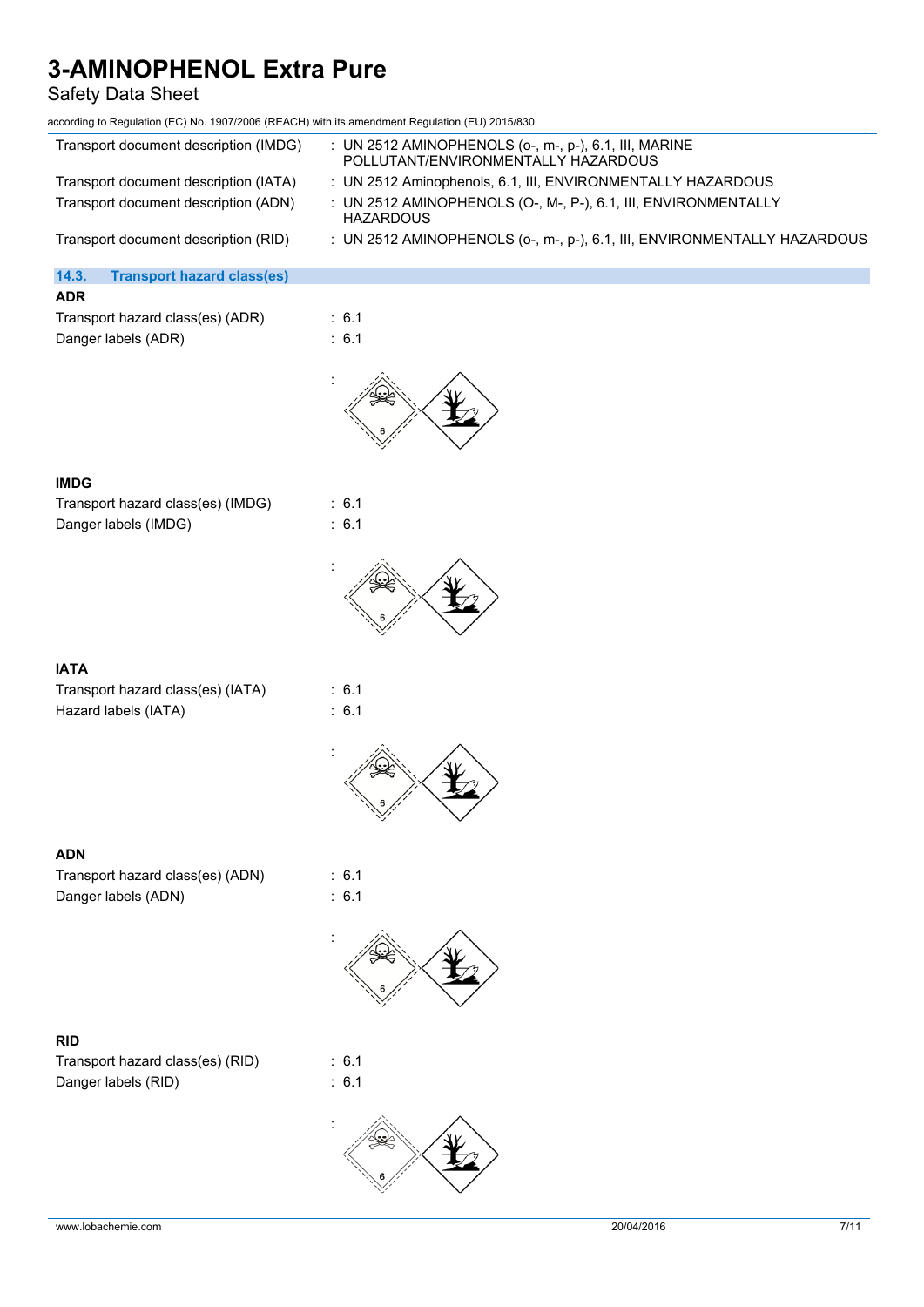Transport document description (IMDG) : UN 2512 AMINOPHENOLS (o-, m-, p-), 6.1, III, MARINE POLLUTANT/ENVIRONMENTALLY HAZARDOUS

Transport document description (IATA) : UN 2512 Aminophenols, 6.1, III, ENVIRONMENTALLY HAZARDOUS

Transport document description (ADN) : UN 2512 AMINOPHENOLS (O-, M-, P-), 6.1, III, ENVIRONMENTALLY HAZARDOUS

Transport document description (RID) : UN 2512 AMINOPHENOLS (o-, m-, p-), 6.1, III, ENVIRONMENTALLY HAZARDOUS

## 14.3. Transport hazard class(es)

**ADR**

Transport hazard class(es) (ADR) : 6.1

Danger labels (ADR) : 6.1

:

**IMDG**

Transport hazard class(es) (IMDG) : 6.1

Danger labels (IMDG) : 6.1

:

**IATA**

Transport hazard class(es) (IATA) : 6.1

Hazard labels (IATA) : 6.1

:

**ADN**

Transport hazard class(es) (ADN) : 6.1

Danger labels (ADN) : 6.1

:

**RID**

Transport hazard class(es) (RID) : 6.1

Danger labels (RID) : 6.1

: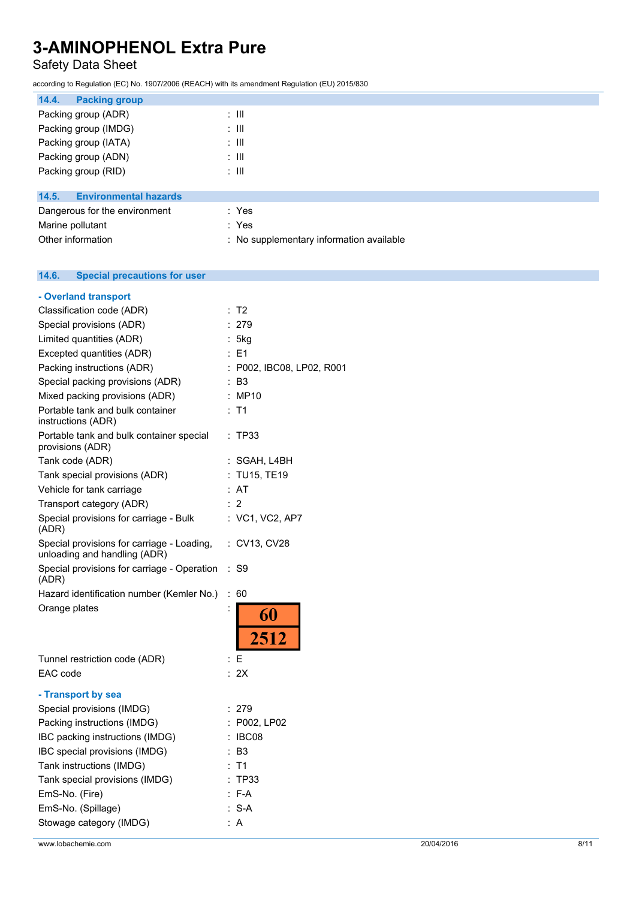### 14.4. Packing group

| | |
|---|---|
| Packing group (ADR) | : III |
| Packing group (IMDG) | : III |
| Packing group (IATA) | : III |
| Packing group (ADN) | : III |
| Packing group (RID) | : III |

### 14.5. Environmental hazards

| | |
|---|---|
| Dangerous for the environment | : Yes |
| Marine pollutant | : Yes |
| Other information | : No supplementary information available |

### 14.6. Special precautions for user

**- Overland transport**

| | |
|---|---|
| Classification code (ADR) | : T2 |
| Special provisions (ADR) | : 279 |
| Limited quantities (ADR) | : 5kg |
| Excepted quantities (ADR) | : E1 |
| Packing instructions (ADR) | : P002, IBC08, LP02, R001 |
| Special packing provisions (ADR) | : B3 |
| Mixed packing provisions (ADR) | : MP10 |
| Portable tank and bulk container instructions (ADR) | : T1 |
| Portable tank and bulk container special provisions (ADR) | : TP33 |
| Tank code (ADR) | : SGAH, L4BH |
| Tank special provisions (ADR) | : TU15, TE19 |
| Vehicle for tank carriage | : AT |
| Transport category (ADR) | : 2 |
| Special provisions for carriage - Bulk (ADR) | : VC1, VC2, AP7 |
| Special provisions for carriage - Loading, unloading and handling (ADR) | : CV13, CV28 |
| Special provisions for carriage - Operation (ADR) | : S9 |
| Hazard identification number (Kemler No.) | : 60 |
| Orange plates | : 60 / 2512 |
| Tunnel restriction code (ADR) | : E |
| EAC code | : 2X |

**- Transport by sea**

| | |
|---|---|
| Special provisions (IMDG) | : 279 |
| Packing instructions (IMDG) | : P002, LP02 |
| IBC packing instructions (IMDG) | : IBC08 |
| IBC special provisions (IMDG) | : B3 |
| Tank instructions (IMDG) | : T1 |
| Tank special provisions (IMDG) | : TP33 |
| EmS-No. (Fire) | : F-A |
| EmS-No. (Spillage) | : S-A |
| Stowage category (IMDG) | : A |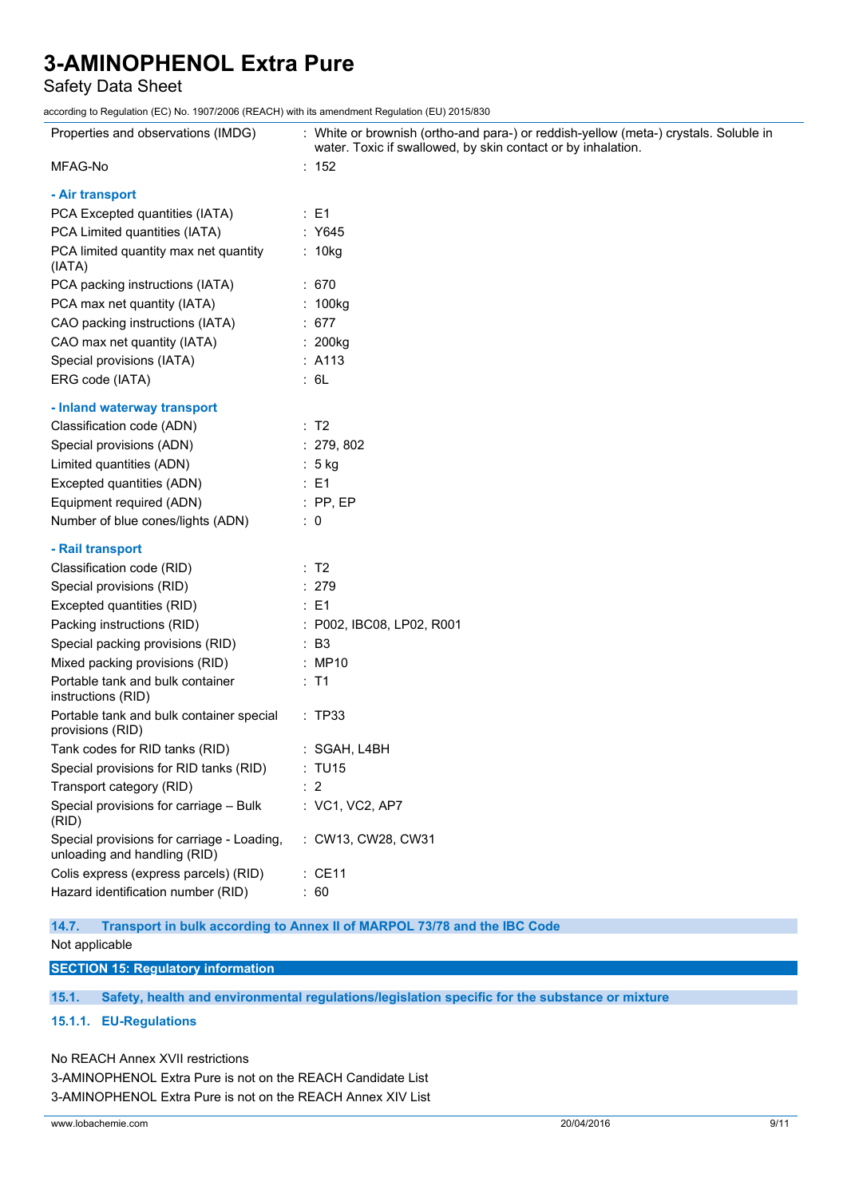| | |
|---|---|
| Properties and observations (IMDG) | : White or brownish (ortho-and para-) or reddish-yellow (meta-) crystals. Soluble in water. Toxic if swallowed, by skin contact or by inhalation. |
| MFAG-No | : 152 |

**- Air transport**

| | |
|---|---|
| PCA Excepted quantities (IATA) | : E1 |
| PCA Limited quantities (IATA) | : Y645 |
| PCA limited quantity max net quantity (IATA) | : 10kg |
| PCA packing instructions (IATA) | : 670 |
| PCA max net quantity (IATA) | : 100kg |
| CAO packing instructions (IATA) | : 677 |
| CAO max net quantity (IATA) | : 200kg |
| Special provisions (IATA) | : A113 |
| ERG code (IATA) | : 6L |

**- Inland waterway transport**

| | |
|---|---|
| Classification code (ADN) | : T2 |
| Special provisions (ADN) | : 279, 802 |
| Limited quantities (ADN) | : 5 kg |
| Excepted quantities (ADN) | : E1 |
| Equipment required (ADN) | : PP, EP |
| Number of blue cones/lights (ADN) | : 0 |

**- Rail transport**

| | |
|---|---|
| Classification code (RID) | : T2 |
| Special provisions (RID) | : 279 |
| Excepted quantities (RID) | : E1 |
| Packing instructions (RID) | : P002, IBC08, LP02, R001 |
| Special packing provisions (RID) | : B3 |
| Mixed packing provisions (RID) | : MP10 |
| Portable tank and bulk container instructions (RID) | : T1 |
| Portable tank and bulk container special provisions (RID) | : TP33 |
| Tank codes for RID tanks (RID) | : SGAH, L4BH |
| Special provisions for RID tanks (RID) | : TU15 |
| Transport category (RID) | : 2 |
| Special provisions for carriage – Bulk (RID) | : VC1, VC2, AP7 |
| Special provisions for carriage - Loading, unloading and handling (RID) | : CW13, CW28, CW31 |
| Colis express (express parcels) (RID) | : CE11 |
| Hazard identification number (RID) | : 60 |

### 14.7. Transport in bulk according to Annex II of MARPOL 73/78 and the IBC Code

Not applicable

## SECTION 15: Regulatory information

### 15.1. Safety, health and environmental regulations/legislation specific for the substance or mixture

#### 15.1.1. EU-Regulations

No REACH Annex XVII restrictions

3-AMINOPHENOL Extra Pure is not on the REACH Candidate List

3-AMINOPHENOL Extra Pure is not on the REACH Annex XIV List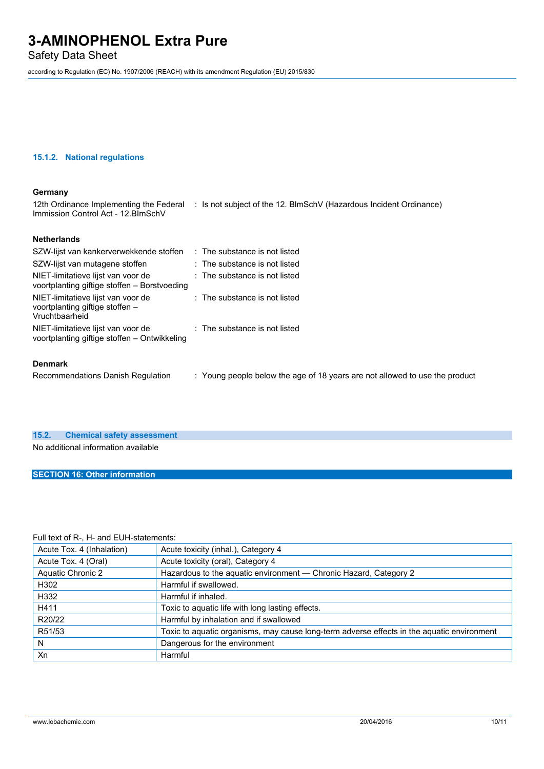#### 15.1.2. National regulations

**Germany**

| | |
|---|---|
| 12th Ordinance Implementing the Federal Immission Control Act - 12.BImSchV | : Is not subject of the 12. BlmSchV (Hazardous Incident Ordinance) |

**Netherlands**

| | |
|---|---|
| SZW-lijst van kankerverwekkende stoffen | : The substance is not listed |
| SZW-lijst van mutagene stoffen | : The substance is not listed |
| NIET-limitatieve lijst van voor de voortplanting giftige stoffen – Borstvoeding | : The substance is not listed |
| NIET-limitatieve lijst van voor de voortplanting giftige stoffen – Vruchtbaarheid | : The substance is not listed |
| NIET-limitatieve lijst van voor de voortplanting giftige stoffen – Ontwikkeling | : The substance is not listed |

**Denmark**

| | |
|---|---|
| Recommendations Danish Regulation | : Young people below the age of 18 years are not allowed to use the product |

### 15.2. Chemical safety assessment

No additional information available

## SECTION 16: Other information

Full text of R-, H- and EUH-statements:

| | |
|---|---|
| Acute Tox. 4 (Inhalation) | Acute toxicity (inhal.), Category 4 |
| Acute Tox. 4 (Oral) | Acute toxicity (oral), Category 4 |
| Aquatic Chronic 2 | Hazardous to the aquatic environment — Chronic Hazard, Category 2 |
| H302 | Harmful if swallowed. |
| H332 | Harmful if inhaled. |
| H411 | Toxic to aquatic life with long lasting effects. |
| R20/22 | Harmful by inhalation and if swallowed |
| R51/53 | Toxic to aquatic organisms, may cause long-term adverse effects in the aquatic environment |
| N | Dangerous for the environment |
| Xn | Harmful |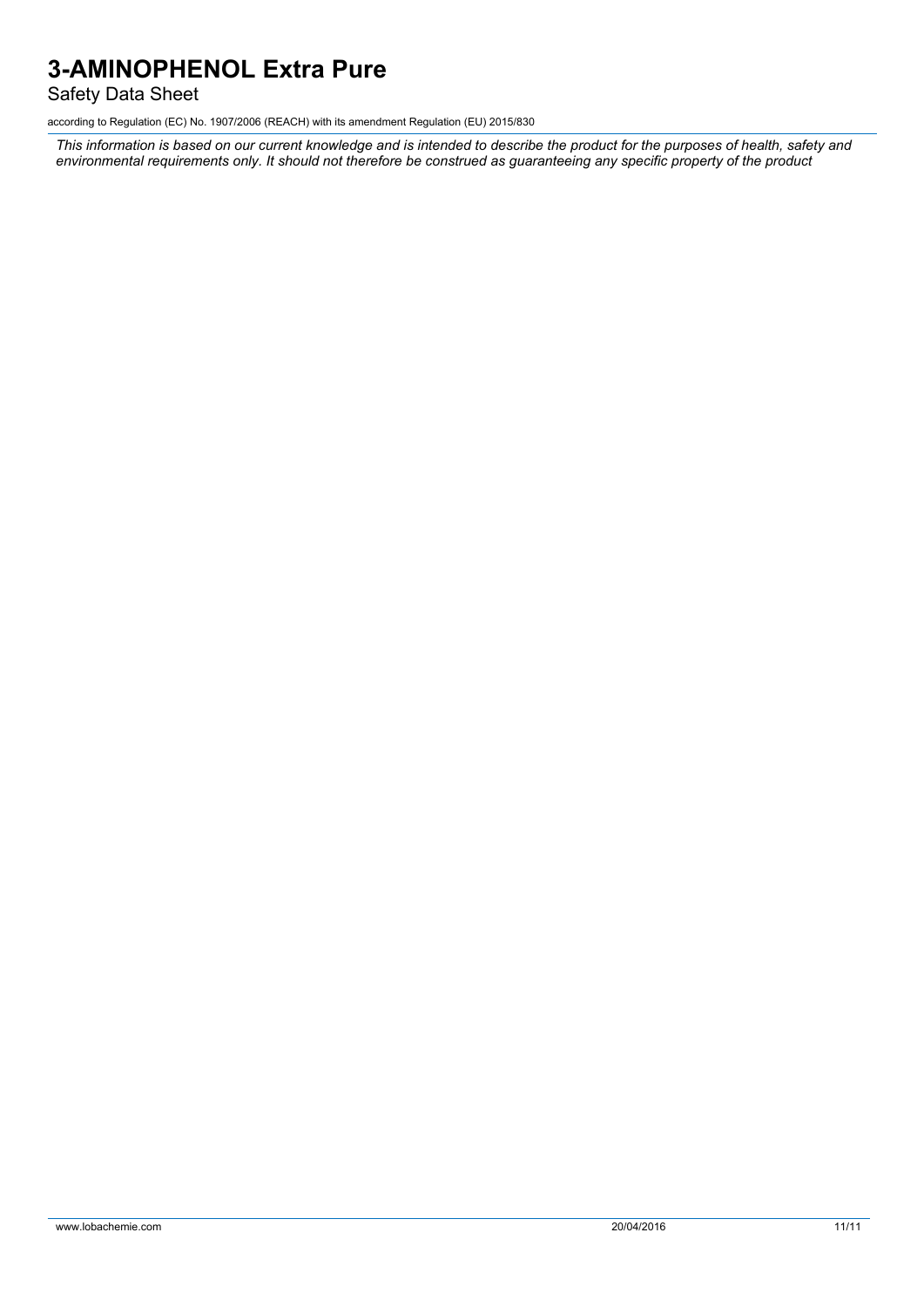*This information is based on our current knowledge and is intended to describe the product for the purposes of health, safety and environmental requirements only. It should not therefore be construed as guaranteeing any specific property of the product*